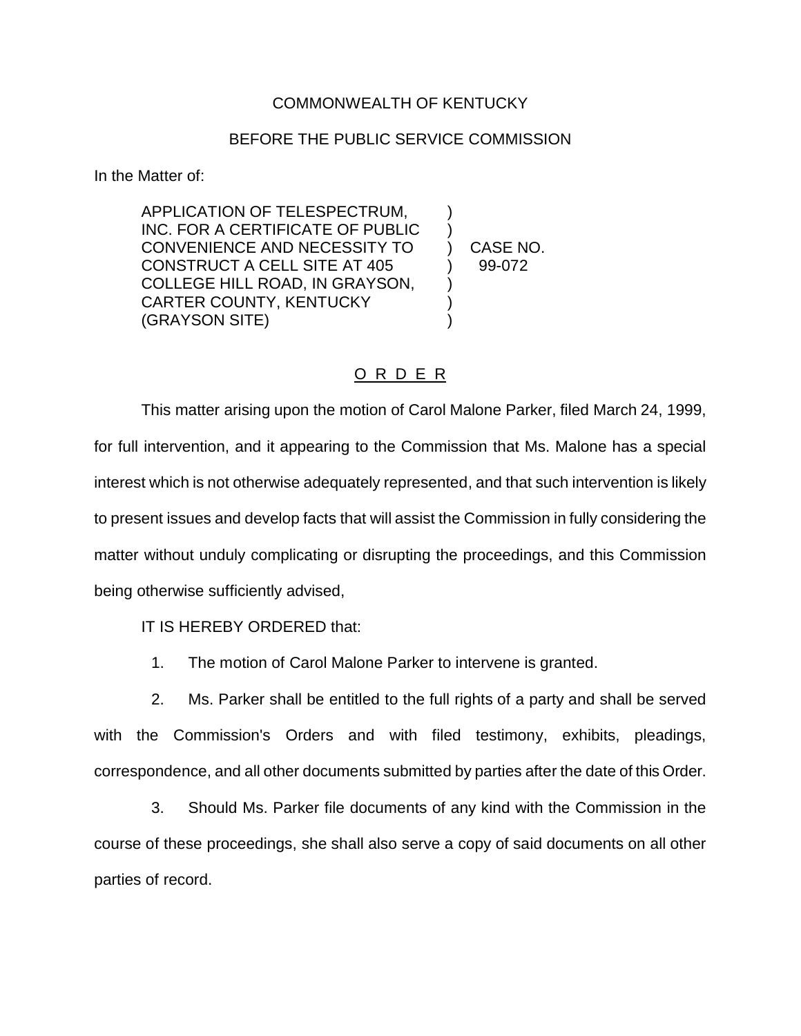COMMONWEALTH OF KENTUCKY

BEFORE THE PUBLIC SERVICE COMMISSION

In the Matter of:

| | | |
|---|---|---|
| APPLICATION OF TELESPECTRUM, INC. FOR A CERTIFICATE OF PUBLIC CONVENIENCE AND NECESSITY TO CONSTRUCT A CELL SITE AT 405 COLLEGE HILL ROAD, IN GRAYSON, CARTER COUNTY, KENTUCKY (GRAYSON SITE) | ) | CASE NO. 99-072 |

## O R D E R

This matter arising upon the motion of Carol Malone Parker, filed March 24, 1999, for full intervention, and it appearing to the Commission that Ms. Malone has a special interest which is not otherwise adequately represented, and that such intervention is likely to present issues and develop facts that will assist the Commission in fully considering the matter without unduly complicating or disrupting the proceedings, and this Commission being otherwise sufficiently advised,

IT IS HEREBY ORDERED that:

1. The motion of Carol Malone Parker to intervene is granted.

2. Ms. Parker shall be entitled to the full rights of a party and shall be served with the Commission's Orders and with filed testimony, exhibits, pleadings, correspondence, and all other documents submitted by parties after the date of this Order.

3. Should Ms. Parker file documents of any kind with the Commission in the course of these proceedings, she shall also serve a copy of said documents on all other parties of record.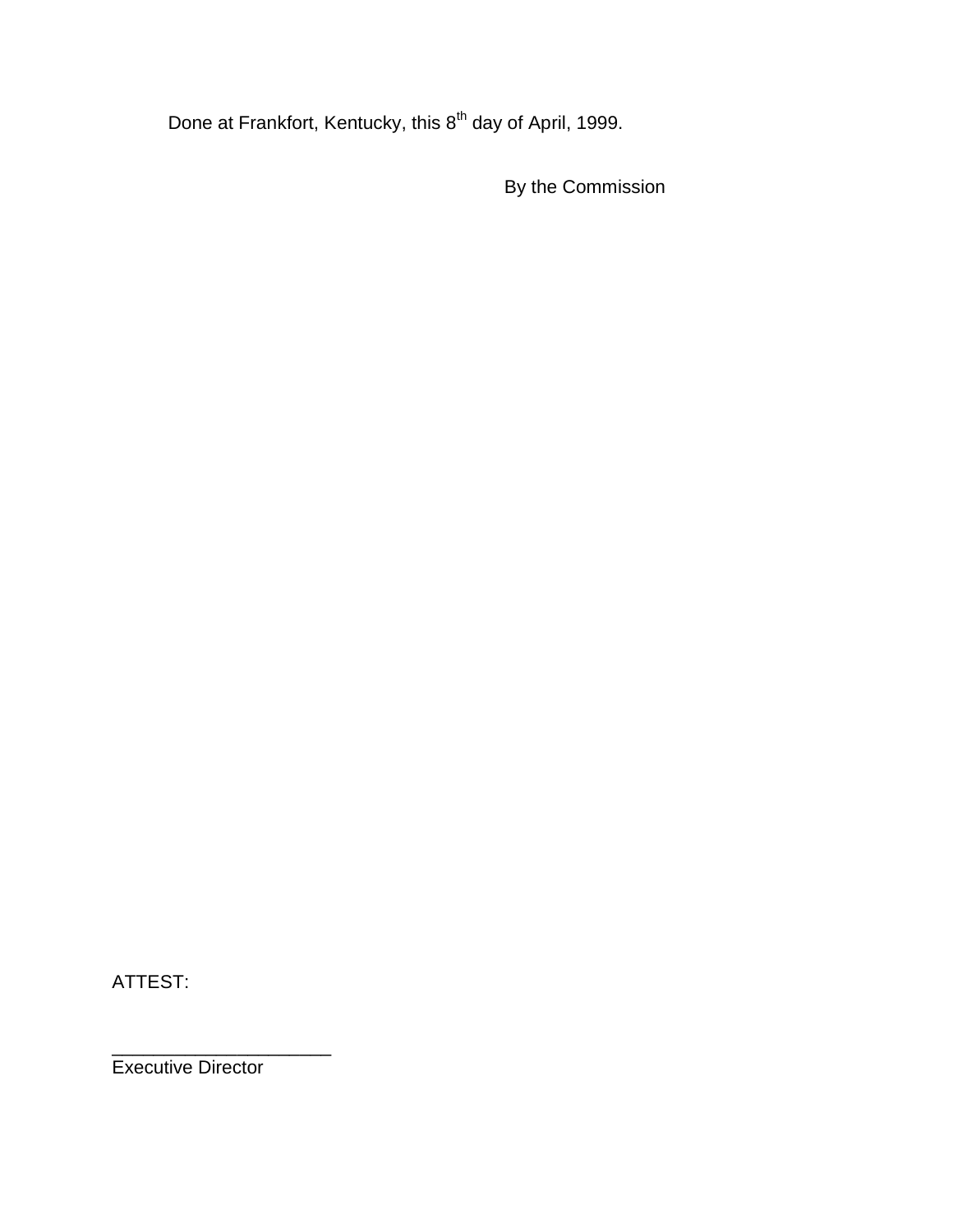Done at Frankfort, Kentucky, this 8th day of April, 1999.

By the Commission

ATTEST:

_____________________
Executive Director